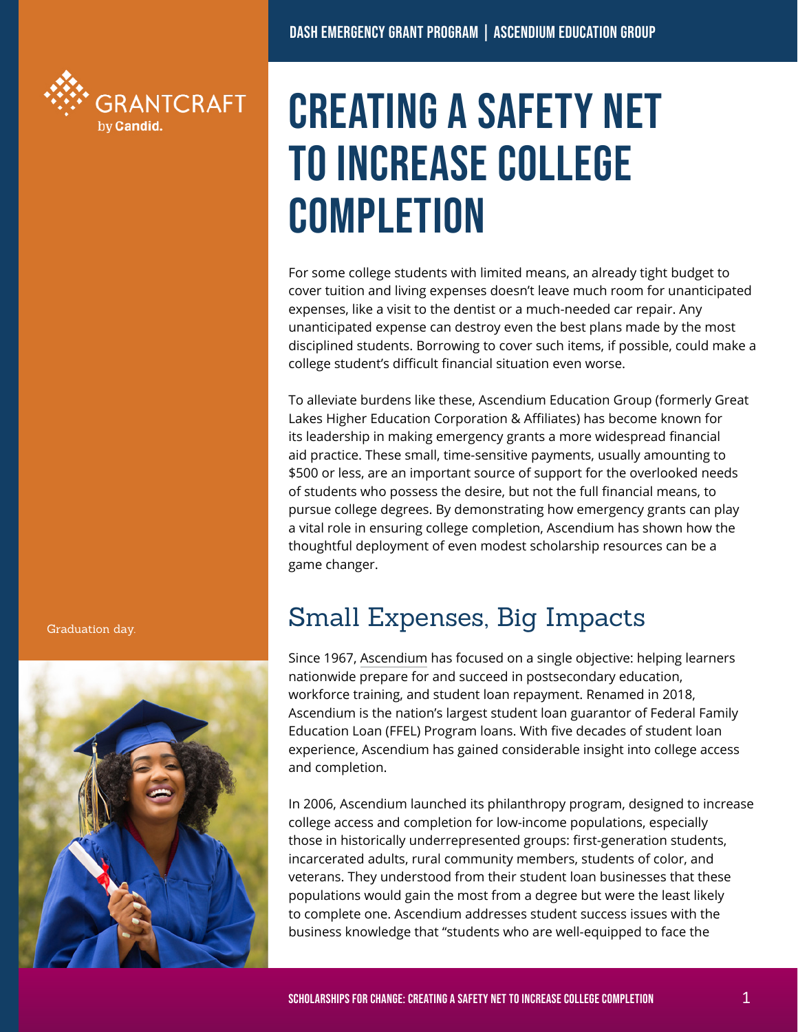DASH EMERGENCY GRANT PROGRAM | ASCENDIUM EDUCATION GROUP

# CREATING A SAFETY NET TO INCREASE COLLEGE COMPLETION

For some college students with limited means, an already tight budget to cover tuition and living expenses doesn't leave much room for unanticipated expenses, like a visit to the dentist or a much-needed car repair. Any unanticipated expense can destroy even the best plans made by the most disciplined students. Borrowing to cover such items, if possible, could make a college student's difficult financial situation even worse.

To alleviate burdens like these, Ascendium Education Group (formerly Great Lakes Higher Education Corporation & Affiliates) has become known for its leadership in making emergency grants a more widespread financial aid practice. These small, time-sensitive payments, usually amounting to $500 or less, are an important source of support for the overlooked needs of students who possess the desire, but not the full financial means, to pursue college degrees. By demonstrating how emergency grants can play a vital role in ensuring college completion, Ascendium has shown how the thoughtful deployment of even modest scholarship resources can be a game changer.

Graduation day.

## Small Expenses, Big Impacts

Since 1967, Ascendium has focused on a single objective: helping learners nationwide prepare for and succeed in postsecondary education, workforce training, and student loan repayment. Renamed in 2018, Ascendium is the nation's largest student loan guarantor of Federal Family Education Loan (FFEL) Program loans. With five decades of student loan experience, Ascendium has gained considerable insight into college access and completion.

In 2006, Ascendium launched its philanthropy program, designed to increase college access and completion for low-income populations, especially those in historically underrepresented groups: first-generation students, incarcerated adults, rural community members, students of color, and veterans. They understood from their student loan businesses that these populations would gain the most from a degree but were the least likely to complete one. Ascendium addresses student success issues with the business knowledge that "students who are well-equipped to face the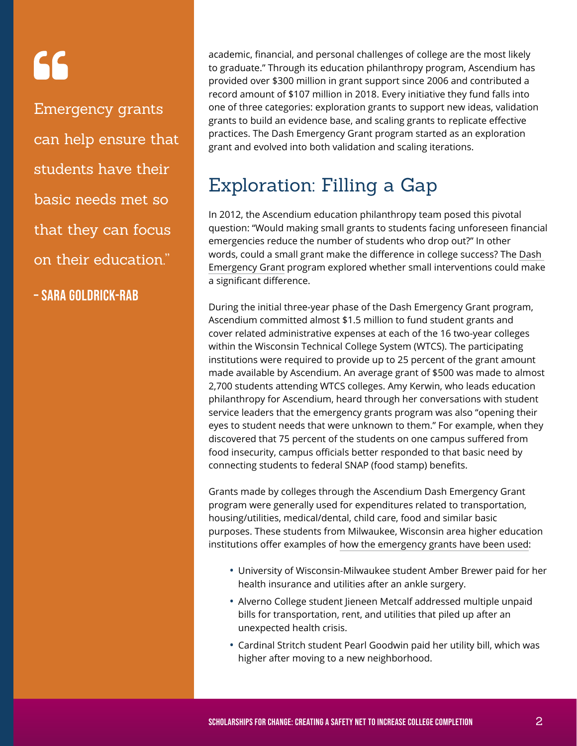> "Emergency grants can help ensure that students have their basic needs met so that they can focus on their education."
>
> – SARA GOLDRICK-RAB

academic, financial, and personal challenges of college are the most likely to graduate." Through its education philanthropy program, Ascendium has provided over $300 million in grant support since 2006 and contributed a record amount of $107 million in 2018. Every initiative they fund falls into one of three categories: exploration grants to support new ideas, validation grants to build an evidence base, and scaling grants to replicate effective practices. The Dash Emergency Grant program started as an exploration grant and evolved into both validation and scaling iterations.

## Exploration: Filling a Gap

In 2012, the Ascendium education philanthropy team posed this pivotal question: "Would making small grants to students facing unforeseen financial emergencies reduce the number of students who drop out?" In other words, could a small grant make the difference in college success? The Dash Emergency Grant program explored whether small interventions could make a significant difference.

During the initial three-year phase of the Dash Emergency Grant program, Ascendium committed almost $1.5 million to fund student grants and cover related administrative expenses at each of the 16 two-year colleges within the Wisconsin Technical College System (WTCS). The participating institutions were required to provide up to 25 percent of the grant amount made available by Ascendium. An average grant of $500 was made to almost 2,700 students attending WTCS colleges. Amy Kerwin, who leads education philanthropy for Ascendium, heard through her conversations with student service leaders that the emergency grants program was also "opening their eyes to student needs that were unknown to them." For example, when they discovered that 75 percent of the students on one campus suffered from food insecurity, campus officials better responded to that basic need by connecting students to federal SNAP (food stamp) benefits.

Grants made by colleges through the Ascendium Dash Emergency Grant program were generally used for expenditures related to transportation, housing/utilities, medical/dental, child care, food and similar basic purposes. These students from Milwaukee, Wisconsin area higher education institutions offer examples of how the emergency grants have been used:

- University of Wisconsin-Milwaukee student Amber Brewer paid for her health insurance and utilities after an ankle surgery.
- Alverno College student Jieneen Metcalf addressed multiple unpaid bills for transportation, rent, and utilities that piled up after an unexpected health crisis.
- Cardinal Stritch student Pearl Goodwin paid her utility bill, which was higher after moving to a new neighborhood.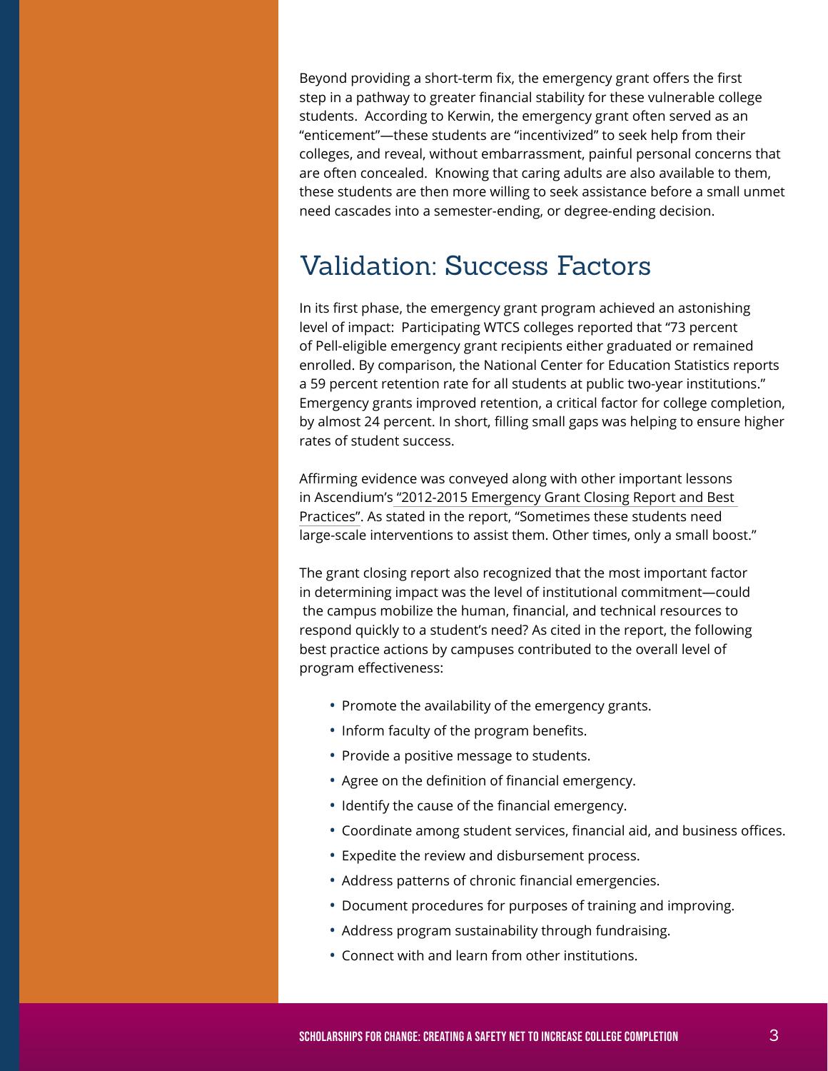Beyond providing a short-term fix, the emergency grant offers the first step in a pathway to greater financial stability for these vulnerable college students. According to Kerwin, the emergency grant often served as an "enticement"—these students are "incentivized" to seek help from their colleges, and reveal, without embarrassment, painful personal concerns that are often concealed. Knowing that caring adults are also available to them, these students are then more willing to seek assistance before a small unmet need cascades into a semester-ending, or degree-ending decision.

## Validation: Success Factors

In its first phase, the emergency grant program achieved an astonishing level of impact: Participating WTCS colleges reported that "73 percent of Pell-eligible emergency grant recipients either graduated or remained enrolled. By comparison, the National Center for Education Statistics reports a 59 percent retention rate for all students at public two-year institutions." Emergency grants improved retention, a critical factor for college completion, by almost 24 percent. In short, filling small gaps was helping to ensure higher rates of student success.

Affirming evidence was conveyed along with other important lessons in Ascendium's "2012-2015 Emergency Grant Closing Report and Best Practices". As stated in the report, "Sometimes these students need large-scale interventions to assist them. Other times, only a small boost."

The grant closing report also recognized that the most important factor in determining impact was the level of institutional commitment—could the campus mobilize the human, financial, and technical resources to respond quickly to a student's need? As cited in the report, the following best practice actions by campuses contributed to the overall level of program effectiveness:

- Promote the availability of the emergency grants.
- Inform faculty of the program benefits.
- Provide a positive message to students.
- Agree on the definition of financial emergency.
- Identify the cause of the financial emergency.
- Coordinate among student services, financial aid, and business offices.
- Expedite the review and disbursement process.
- Address patterns of chronic financial emergencies.
- Document procedures for purposes of training and improving.
- Address program sustainability through fundraising.
- Connect with and learn from other institutions.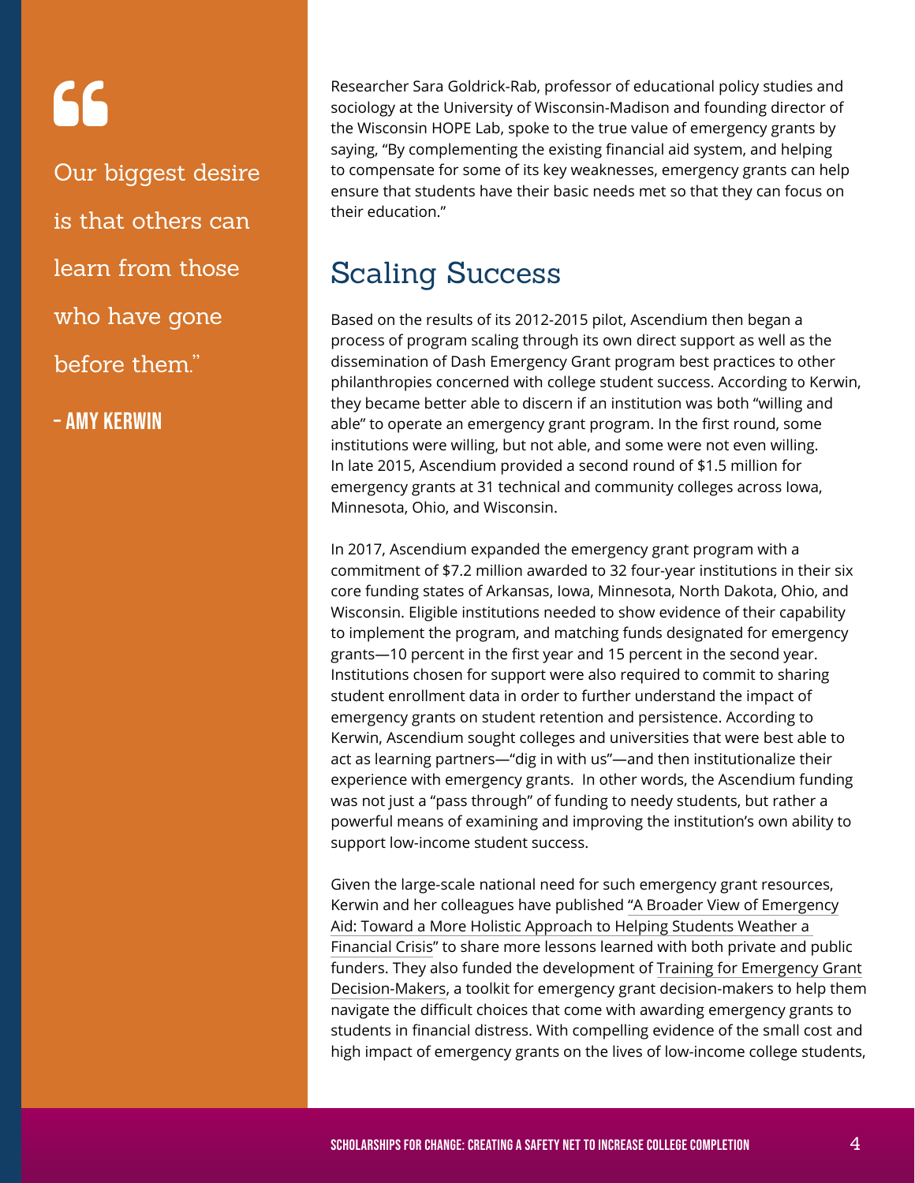> "Our biggest desire is that others can learn from those who have gone before them."
>
> **- AMY KERWIN**

Researcher Sara Goldrick-Rab, professor of educational policy studies and sociology at the University of Wisconsin-Madison and founding director of the Wisconsin HOPE Lab, spoke to the true value of emergency grants by saying, "By complementing the existing financial aid system, and helping to compensate for some of its key weaknesses, emergency grants can help ensure that students have their basic needs met so that they can focus on their education."

## Scaling Success

Based on the results of its 2012-2015 pilot, Ascendium then began a process of program scaling through its own direct support as well as the dissemination of Dash Emergency Grant program best practices to other philanthropies concerned with college student success. According to Kerwin, they became better able to discern if an institution was both "willing and able" to operate an emergency grant program. In the first round, some institutions were willing, but not able, and some were not even willing. In late 2015, Ascendium provided a second round of $1.5 million for emergency grants at 31 technical and community colleges across Iowa, Minnesota, Ohio, and Wisconsin.

In 2017, Ascendium expanded the emergency grant program with a commitment of $7.2 million awarded to 32 four-year institutions in their six core funding states of Arkansas, Iowa, Minnesota, North Dakota, Ohio, and Wisconsin. Eligible institutions needed to show evidence of their capability to implement the program, and matching funds designated for emergency grants—10 percent in the first year and 15 percent in the second year. Institutions chosen for support were also required to commit to sharing student enrollment data in order to further understand the impact of emergency grants on student retention and persistence. According to Kerwin, Ascendium sought colleges and universities that were best able to act as learning partners—"dig in with us"—and then institutionalize their experience with emergency grants. In other words, the Ascendium funding was not just a "pass through" of funding to needy students, but rather a powerful means of examining and improving the institution's own ability to support low-income student success.

Given the large-scale national need for such emergency grant resources, Kerwin and her colleagues have published "A Broader View of Emergency Aid: Toward a More Holistic Approach to Helping Students Weather a Financial Crisis" to share more lessons learned with both private and public funders. They also funded the development of Training for Emergency Grant Decision-Makers, a toolkit for emergency grant decision-makers to help them navigate the difficult choices that come with awarding emergency grants to students in financial distress. With compelling evidence of the small cost and high impact of emergency grants on the lives of low-income college students,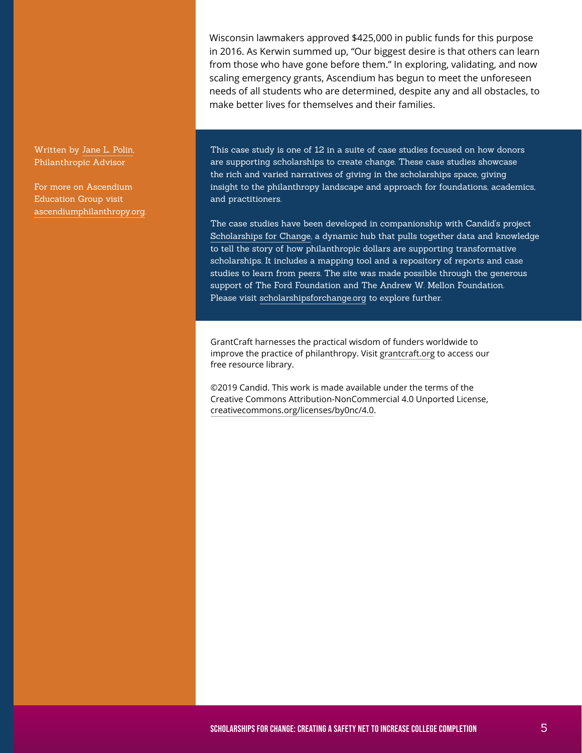Wisconsin lawmakers approved $425,000 in public funds for this purpose in 2016. As Kerwin summed up, “Our biggest desire is that others can learn from those who have gone before them.” In exploring, validating, and now scaling emergency grants, Ascendium has begun to meet the unforeseen needs of all students who are determined, despite any and all obstacles, to make better lives for themselves and their families.

Written by Jane L. Polin, Philanthropic Advisor

For more on Ascendium Education Group visit ascendiumphilanthropy.org.

This case study is one of 12 in a suite of case studies focused on how donors are supporting scholarships to create change. These case studies showcase the rich and varied narratives of giving in the scholarships space, giving insight to the philanthropy landscape and approach for foundations, academics, and practitioners.

The case studies have been developed in companionship with Candid's project Scholarships for Change, a dynamic hub that pulls together data and knowledge to tell the story of how philanthropic dollars are supporting transformative scholarships. It includes a mapping tool and a repository of reports and case studies to learn from peers. The site was made possible through the generous support of The Ford Foundation and The Andrew W. Mellon Foundation. Please visit scholarshipsforchange.org to explore further.

GrantCraft harnesses the practical wisdom of funders worldwide to improve the practice of philanthropy. Visit grantcraft.org to access our free resource library.

©2019 Candid. This work is made available under the terms of the Creative Commons Attribution-NonCommercial 4.0 Unported License, creativecommons.org/licenses/by0nc/4.0.